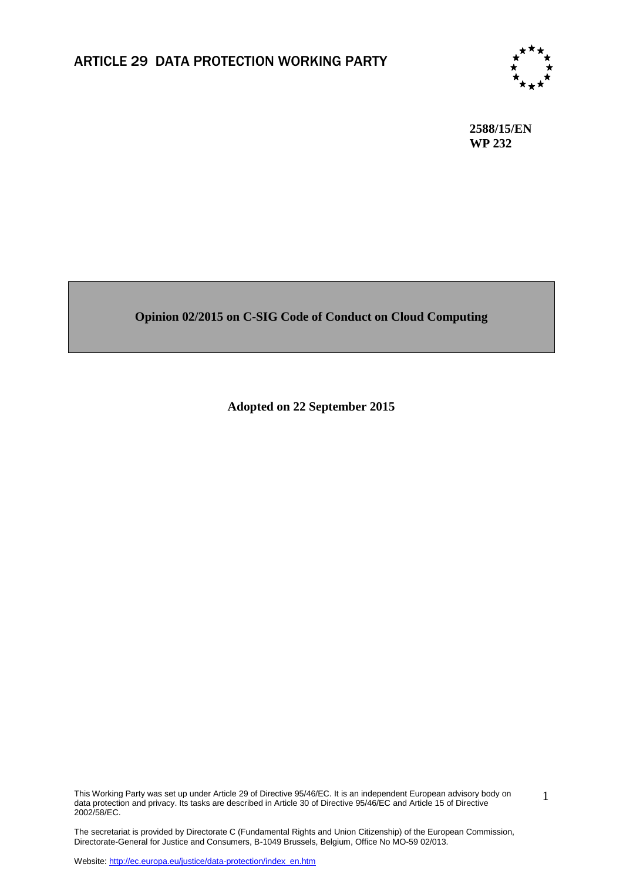# ARTICLE 29 DATA PROTECTION WORKING PARTY

**2588/15/EN**
**WP 232**

## Opinion 02/2015 on C-SIG Code of Conduct on Cloud Computing

**Adopted on 22 September 2015**

This Working Party was set up under Article 29 of Directive 95/46/EC. It is an independent European advisory body on data protection and privacy. Its tasks are described in Article 30 of Directive 95/46/EC and Article 15 of Directive 2002/58/EC.

The secretariat is provided by Directorate C (Fundamental Rights and Union Citizenship) of the European Commission, Directorate-General for Justice and Consumers, B-1049 Brussels, Belgium, Office No MO-59 02/013.

Website: http://ec.europa.eu/justice/data-protection/index_en.htm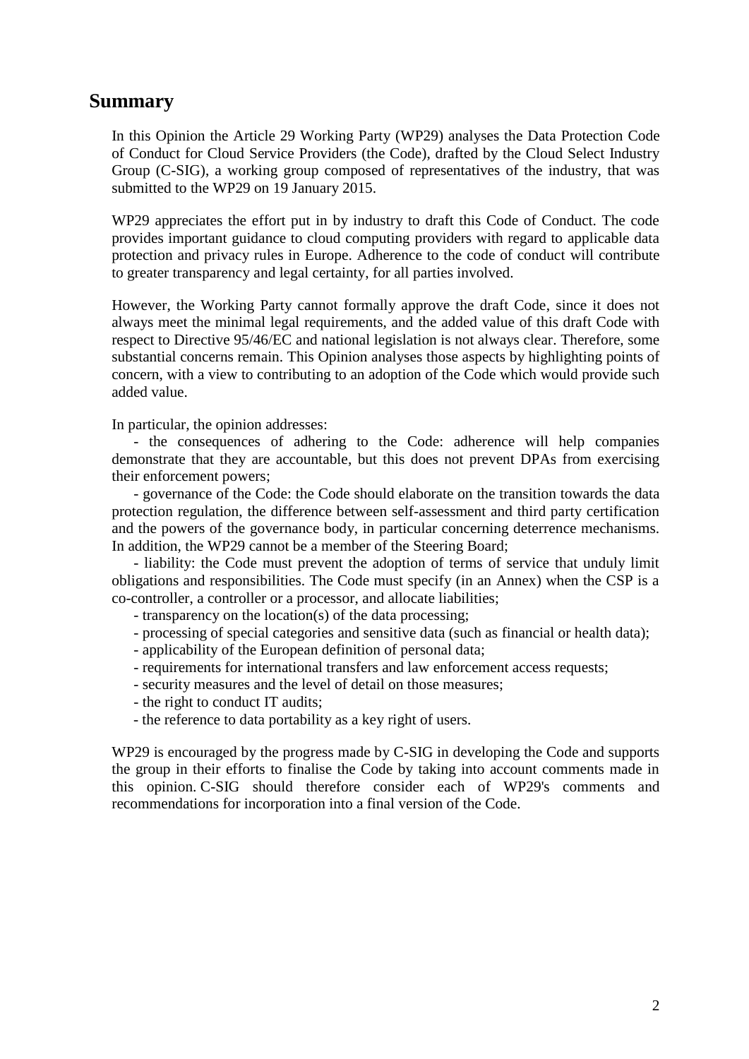## Summary

In this Opinion the Article 29 Working Party (WP29) analyses the Data Protection Code of Conduct for Cloud Service Providers (the Code), drafted by the Cloud Select Industry Group (C-SIG), a working group composed of representatives of the industry, that was submitted to the WP29 on 19 January 2015.

WP29 appreciates the effort put in by industry to draft this Code of Conduct. The code provides important guidance to cloud computing providers with regard to applicable data protection and privacy rules in Europe. Adherence to the code of conduct will contribute to greater transparency and legal certainty, for all parties involved.

However, the Working Party cannot formally approve the draft Code, since it does not always meet the minimal legal requirements, and the added value of this draft Code with respect to Directive 95/46/EC and national legislation is not always clear. Therefore, some substantial concerns remain. This Opinion analyses those aspects by highlighting points of concern, with a view to contributing to an adoption of the Code which would provide such added value.

In particular, the opinion addresses:

- the consequences of adhering to the Code: adherence will help companies demonstrate that they are accountable, but this does not prevent DPAs from exercising their enforcement powers;
- governance of the Code: the Code should elaborate on the transition towards the data protection regulation, the difference between self-assessment and third party certification and the powers of the governance body, in particular concerning deterrence mechanisms. In addition, the WP29 cannot be a member of the Steering Board;
- liability: the Code must prevent the adoption of terms of service that unduly limit obligations and responsibilities. The Code must specify (in an Annex) when the CSP is a co-controller, a controller or a processor, and allocate liabilities;
- transparency on the location(s) of the data processing;
- processing of special categories and sensitive data (such as financial or health data);
- applicability of the European definition of personal data;
- requirements for international transfers and law enforcement access requests;
- security measures and the level of detail on those measures;
- the right to conduct IT audits;
- the reference to data portability as a key right of users.

WP29 is encouraged by the progress made by C-SIG in developing the Code and supports the group in their efforts to finalise the Code by taking into account comments made in this opinion. C-SIG should therefore consider each of WP29's comments and recommendations for incorporation into a final version of the Code.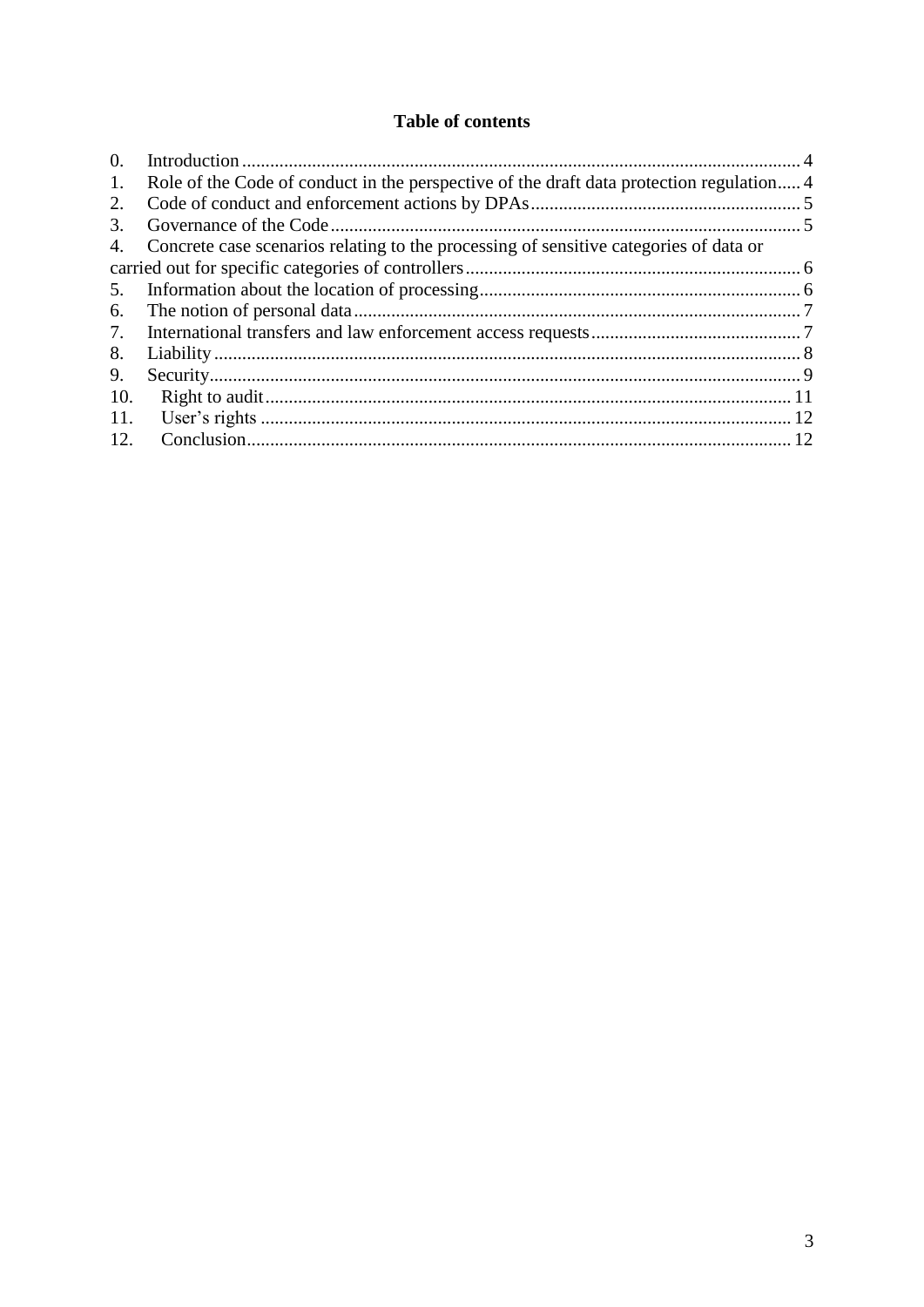**Table of contents**

0. Introduction ... 4
1. Role of the Code of conduct in the perspective of the draft data protection regulation ... 4
2. Code of conduct and enforcement actions by DPAs ... 5
3. Governance of the Code ... 5
4. Concrete case scenarios relating to the processing of sensitive categories of data or carried out for specific categories of controllers ... 6
5. Information about the location of processing ... 6
6. The notion of personal data ... 7
7. International transfers and law enforcement access requests ... 7
8. Liability ... 8
9. Security ... 9
10. Right to audit ... 11
11. User's rights ... 12
12. Conclusion ... 12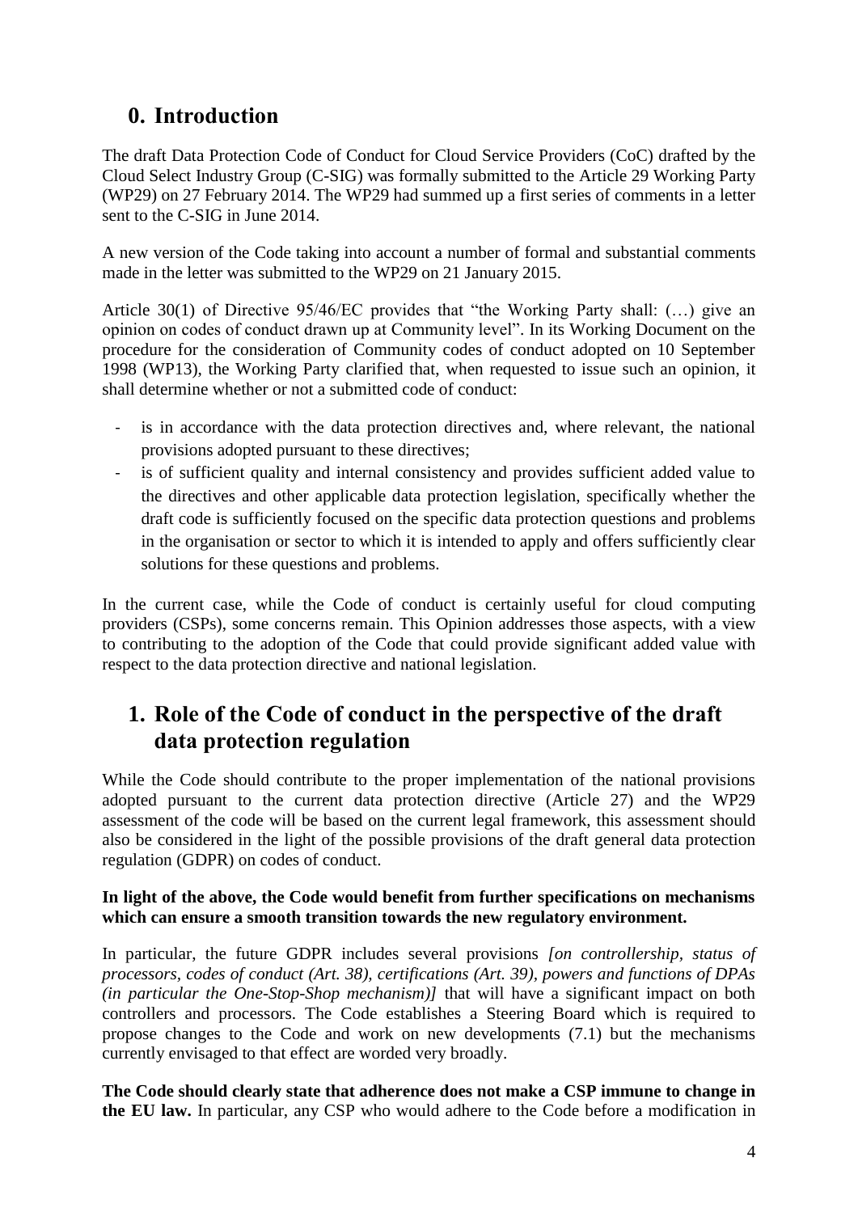## 0. Introduction

The draft Data Protection Code of Conduct for Cloud Service Providers (CoC) drafted by the Cloud Select Industry Group (C-SIG) was formally submitted to the Article 29 Working Party (WP29) on 27 February 2014. The WP29 had summed up a first series of comments in a letter sent to the C-SIG in June 2014.

A new version of the Code taking into account a number of formal and substantial comments made in the letter was submitted to the WP29 on 21 January 2015.

Article 30(1) of Directive 95/46/EC provides that "the Working Party shall: (…) give an opinion on codes of conduct drawn up at Community level". In its Working Document on the procedure for the consideration of Community codes of conduct adopted on 10 September 1998 (WP13), the Working Party clarified that, when requested to issue such an opinion, it shall determine whether or not a submitted code of conduct:

- is in accordance with the data protection directives and, where relevant, the national provisions adopted pursuant to these directives;
- is of sufficient quality and internal consistency and provides sufficient added value to the directives and other applicable data protection legislation, specifically whether the draft code is sufficiently focused on the specific data protection questions and problems in the organisation or sector to which it is intended to apply and offers sufficiently clear solutions for these questions and problems.

In the current case, while the Code of conduct is certainly useful for cloud computing providers (CSPs), some concerns remain. This Opinion addresses those aspects, with a view to contributing to the adoption of the Code that could provide significant added value with respect to the data protection directive and national legislation.

## 1. Role of the Code of conduct in the perspective of the draft data protection regulation

While the Code should contribute to the proper implementation of the national provisions adopted pursuant to the current data protection directive (Article 27) and the WP29 assessment of the code will be based on the current legal framework, this assessment should also be considered in the light of the possible provisions of the draft general data protection regulation (GDPR) on codes of conduct.

**In light of the above, the Code would benefit from further specifications on mechanisms which can ensure a smooth transition towards the new regulatory environment.**

In particular, the future GDPR includes several provisions *[on controllership, status of processors, codes of conduct (Art. 38), certifications (Art. 39), powers and functions of DPAs (in particular the One-Stop-Shop mechanism)]* that will have a significant impact on both controllers and processors. The Code establishes a Steering Board which is required to propose changes to the Code and work on new developments (7.1) but the mechanisms currently envisaged to that effect are worded very broadly.

**The Code should clearly state that adherence does not make a CSP immune to change in the EU law.** In particular, any CSP who would adhere to the Code before a modification in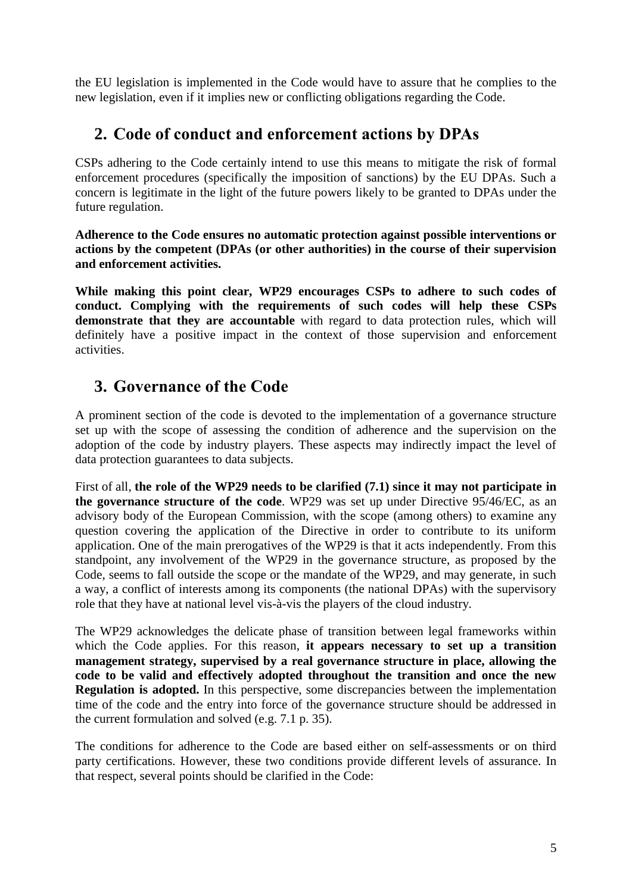the EU legislation is implemented in the Code would have to assure that he complies to the new legislation, even if it implies new or conflicting obligations regarding the Code.

## 2. Code of conduct and enforcement actions by DPAs

CSPs adhering to the Code certainly intend to use this means to mitigate the risk of formal enforcement procedures (specifically the imposition of sanctions) by the EU DPAs. Such a concern is legitimate in the light of the future powers likely to be granted to DPAs under the future regulation.

**Adherence to the Code ensures no automatic protection against possible interventions or actions by the competent (DPAs (or other authorities) in the course of their supervision and enforcement activities.**

**While making this point clear, WP29 encourages CSPs to adhere to such codes of conduct. Complying with the requirements of such codes will help these CSPs demonstrate that they are accountable** with regard to data protection rules, which will definitely have a positive impact in the context of those supervision and enforcement activities.

## 3. Governance of the Code

A prominent section of the code is devoted to the implementation of a governance structure set up with the scope of assessing the condition of adherence and the supervision on the adoption of the code by industry players. These aspects may indirectly impact the level of data protection guarantees to data subjects.

First of all, **the role of the WP29 needs to be clarified (7.1) since it may not participate in the governance structure of the code**. WP29 was set up under Directive 95/46/EC, as an advisory body of the European Commission, with the scope (among others) to examine any question covering the application of the Directive in order to contribute to its uniform application. One of the main prerogatives of the WP29 is that it acts independently. From this standpoint, any involvement of the WP29 in the governance structure, as proposed by the Code, seems to fall outside the scope or the mandate of the WP29, and may generate, in such a way, a conflict of interests among its components (the national DPAs) with the supervisory role that they have at national level vis-à-vis the players of the cloud industry.

The WP29 acknowledges the delicate phase of transition between legal frameworks within which the Code applies. For this reason, **it appears necessary to set up a transition management strategy, supervised by a real governance structure in place, allowing the code to be valid and effectively adopted throughout the transition and once the new Regulation is adopted.** In this perspective, some discrepancies between the implementation time of the code and the entry into force of the governance structure should be addressed in the current formulation and solved (e.g. 7.1 p. 35).

The conditions for adherence to the Code are based either on self-assessments or on third party certifications. However, these two conditions provide different levels of assurance. In that respect, several points should be clarified in the Code: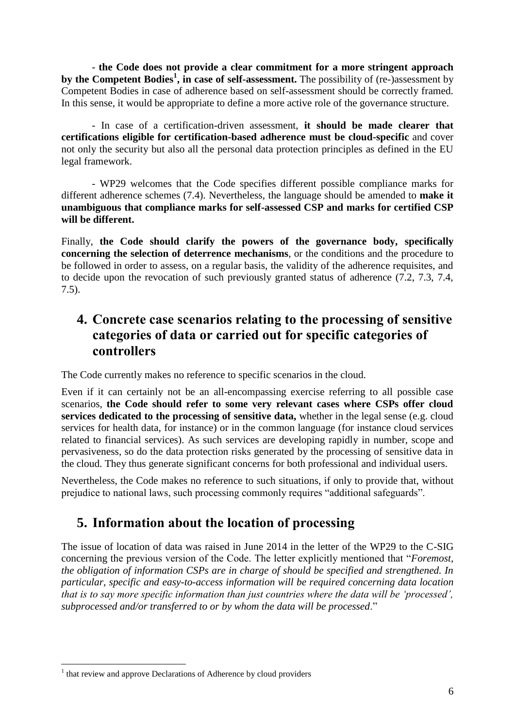- **the Code does not provide a clear commitment for a more stringent approach by the Competent Bodies[1], in case of self-assessment.** The possibility of (re-)assessment by Competent Bodies in case of adherence based on self-assessment should be correctly framed. In this sense, it would be appropriate to define a more active role of the governance structure.

- In case of a certification-driven assessment, **it should be made clearer that certifications eligible for certification-based adherence must be cloud-specific** and cover not only the security but also all the personal data protection principles as defined in the EU legal framework.

- WP29 welcomes that the Code specifies different possible compliance marks for different adherence schemes (7.4). Nevertheless, the language should be amended to **make it unambiguous that compliance marks for self-assessed CSP and marks for certified CSP will be different.**

Finally, **the Code should clarify the powers of the governance body, specifically concerning the selection of deterrence mechanisms**, or the conditions and the procedure to be followed in order to assess, on a regular basis, the validity of the adherence requisites, and to decide upon the revocation of such previously granted status of adherence (7.2, 7.3, 7.4, 7.5).

## 4. Concrete case scenarios relating to the processing of sensitive categories of data or carried out for specific categories of controllers

The Code currently makes no reference to specific scenarios in the cloud.

Even if it can certainly not be an all-encompassing exercise referring to all possible case scenarios, **the Code should refer to some very relevant cases where CSPs offer cloud services dedicated to the processing of sensitive data,** whether in the legal sense (e.g. cloud services for health data, for instance) or in the common language (for instance cloud services related to financial services). As such services are developing rapidly in number, scope and pervasiveness, so do the data protection risks generated by the processing of sensitive data in the cloud. They thus generate significant concerns for both professional and individual users.

Nevertheless, the Code makes no reference to such situations, if only to provide that, without prejudice to national laws, such processing commonly requires "additional safeguards".

## 5. Information about the location of processing

The issue of location of data was raised in June 2014 in the letter of the WP29 to the C-SIG concerning the previous version of the Code. The letter explicitly mentioned that "*Foremost, the obligation of information CSPs are in charge of should be specified and strengthened. In particular, specific and easy-to-access information will be required concerning data location that is to say more specific information than just countries where the data will be 'processed', subprocessed and/or transferred to or by whom the data will be processed*."

---

[1] that review and approve Declarations of Adherence by cloud providers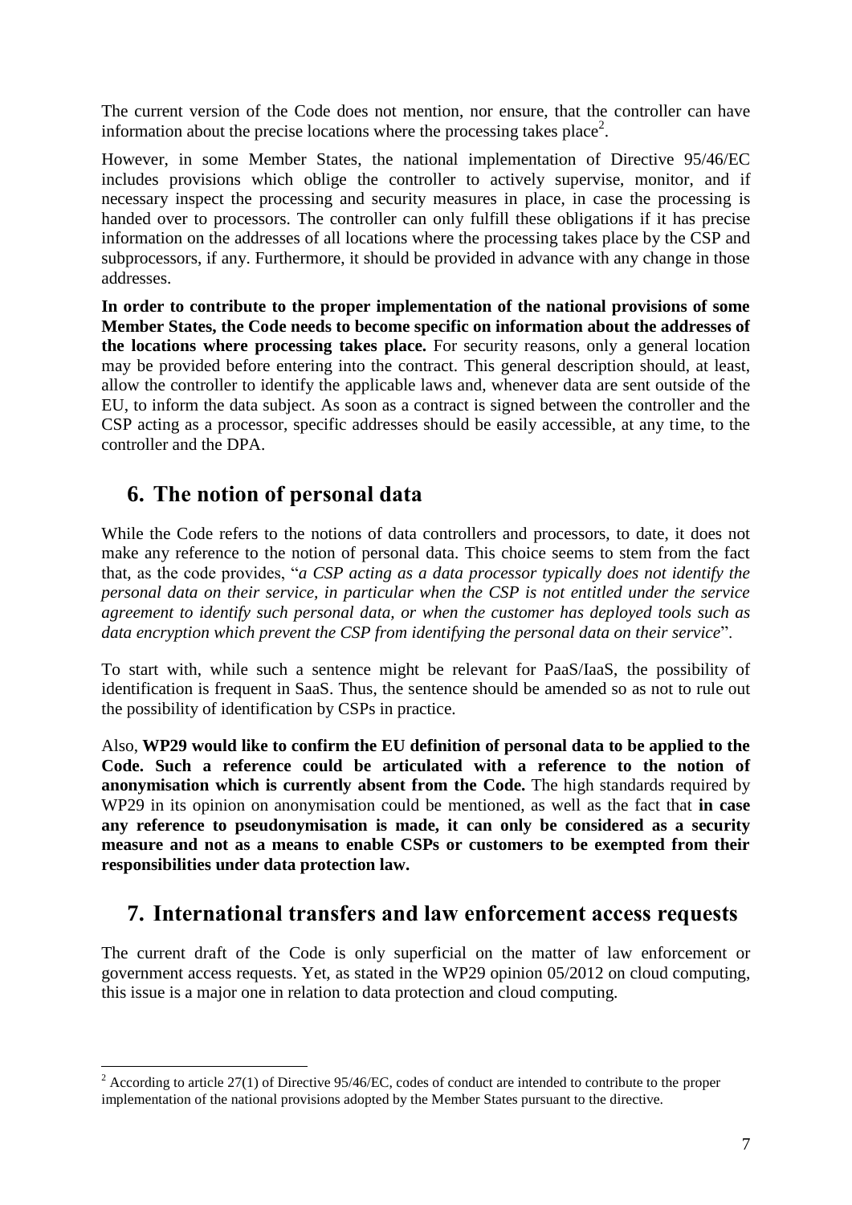The current version of the Code does not mention, nor ensure, that the controller can have information about the precise locations where the processing takes place[2].

However, in some Member States, the national implementation of Directive 95/46/EC includes provisions which oblige the controller to actively supervise, monitor, and if necessary inspect the processing and security measures in place, in case the processing is handed over to processors. The controller can only fulfill these obligations if it has precise information on the addresses of all locations where the processing takes place by the CSP and subprocessors, if any. Furthermore, it should be provided in advance with any change in those addresses.

**In order to contribute to the proper implementation of the national provisions of some Member States, the Code needs to become specific on information about the addresses of the locations where processing takes place.** For security reasons, only a general location may be provided before entering into the contract. This general description should, at least, allow the controller to identify the applicable laws and, whenever data are sent outside of the EU, to inform the data subject. As soon as a contract is signed between the controller and the CSP acting as a processor, specific addresses should be easily accessible, at any time, to the controller and the DPA.

## 6. The notion of personal data

While the Code refers to the notions of data controllers and processors, to date, it does not make any reference to the notion of personal data. This choice seems to stem from the fact that, as the code provides, "*a CSP acting as a data processor typically does not identify the personal data on their service, in particular when the CSP is not entitled under the service agreement to identify such personal data, or when the customer has deployed tools such as data encryption which prevent the CSP from identifying the personal data on their service*".

To start with, while such a sentence might be relevant for PaaS/IaaS, the possibility of identification is frequent in SaaS. Thus, the sentence should be amended so as not to rule out the possibility of identification by CSPs in practice.

Also, **WP29 would like to confirm the EU definition of personal data to be applied to the Code. Such a reference could be articulated with a reference to the notion of anonymisation which is currently absent from the Code.** The high standards required by WP29 in its opinion on anonymisation could be mentioned, as well as the fact that **in case any reference to pseudonymisation is made, it can only be considered as a security measure and not as a means to enable CSPs or customers to be exempted from their responsibilities under data protection law.**

## 7. International transfers and law enforcement access requests

The current draft of the Code is only superficial on the matter of law enforcement or government access requests. Yet, as stated in the WP29 opinion 05/2012 on cloud computing, this issue is a major one in relation to data protection and cloud computing.

[2] According to article 27(1) of Directive 95/46/EC, codes of conduct are intended to contribute to the proper implementation of the national provisions adopted by the Member States pursuant to the directive.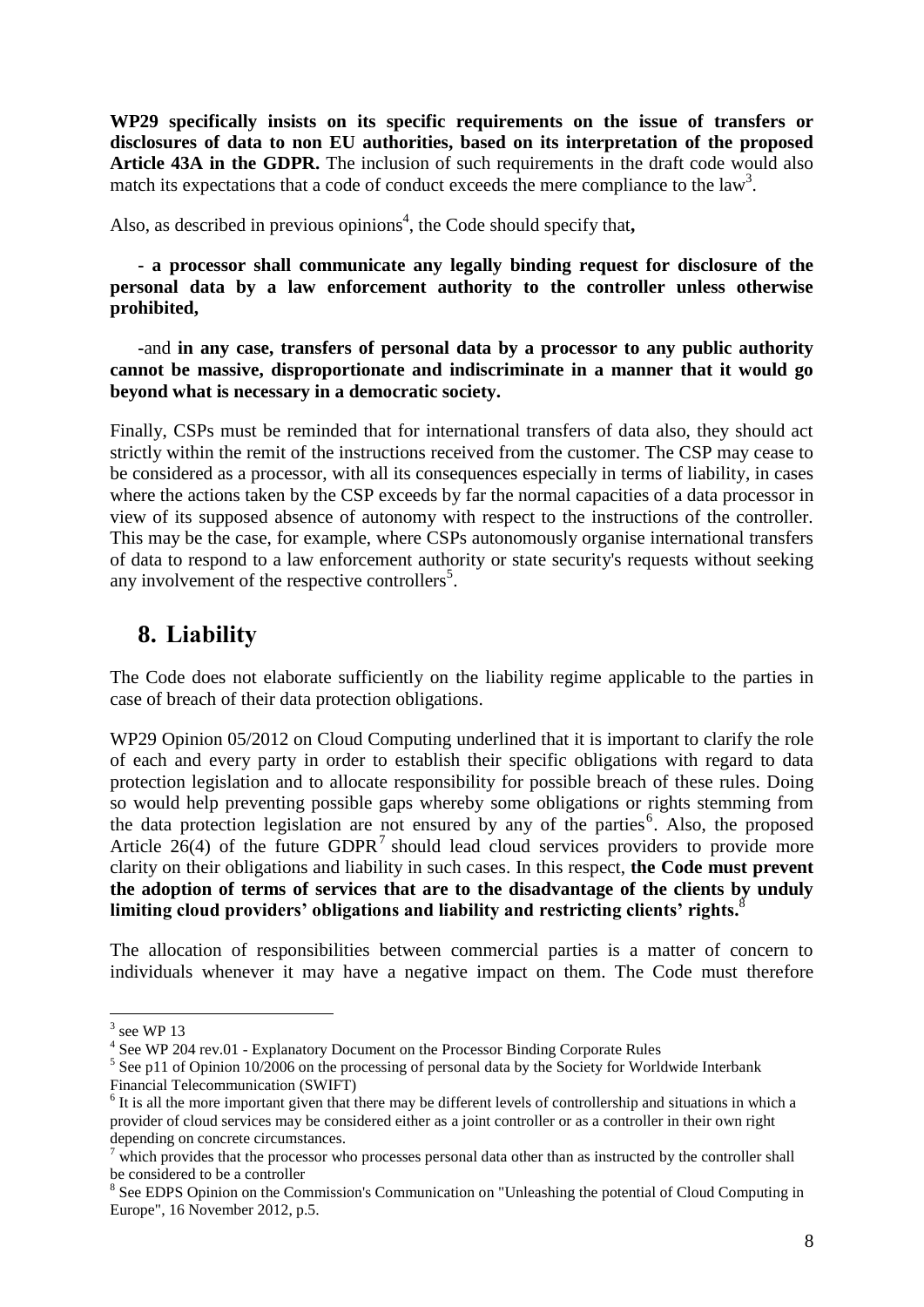**WP29 specifically insists on its specific requirements on the issue of transfers or disclosures of data to non EU authorities, based on its interpretation of the proposed Article 43A in the GDPR.** The inclusion of such requirements in the draft code would also match its expectations that a code of conduct exceeds the mere compliance to the law[3].

Also, as described in previous opinions[4], the Code should specify that**,**

- **a processor shall communicate any legally binding request for disclosure of the personal data by a law enforcement authority to the controller unless otherwise prohibited,**

- and **in any case, transfers of personal data by a processor to any public authority cannot be massive, disproportionate and indiscriminate in a manner that it would go beyond what is necessary in a democratic society.**

Finally, CSPs must be reminded that for international transfers of data also, they should act strictly within the remit of the instructions received from the customer. The CSP may cease to be considered as a processor, with all its consequences especially in terms of liability, in cases where the actions taken by the CSP exceeds by far the normal capacities of a data processor in view of its supposed absence of autonomy with respect to the instructions of the controller. This may be the case, for example, where CSPs autonomously organise international transfers of data to respond to a law enforcement authority or state security's requests without seeking any involvement of the respective controllers[5].

## 8. Liability

The Code does not elaborate sufficiently on the liability regime applicable to the parties in case of breach of their data protection obligations.

WP29 Opinion 05/2012 on Cloud Computing underlined that it is important to clarify the role of each and every party in order to establish their specific obligations with regard to data protection legislation and to allocate responsibility for possible breach of these rules. Doing so would help preventing possible gaps whereby some obligations or rights stemming from the data protection legislation are not ensured by any of the parties[6]. Also, the proposed Article 26(4) of the future GDPR[7] should lead cloud services providers to provide more clarity on their obligations and liability in such cases. In this respect, **the Code must prevent the adoption of terms of services that are to the disadvantage of the clients by unduly limiting cloud providers' obligations and liability and restricting clients' rights.**[8]

The allocation of responsibilities between commercial parties is a matter of concern to individuals whenever it may have a negative impact on them. The Code must therefore

---

[3] see WP 13

[4] See WP 204 rev.01 - Explanatory Document on the Processor Binding Corporate Rules

[5] See p11 of Opinion 10/2006 on the processing of personal data by the Society for Worldwide Interbank Financial Telecommunication (SWIFT)

[6] It is all the more important given that there may be different levels of controllership and situations in which a provider of cloud services may be considered either as a joint controller or as a controller in their own right depending on concrete circumstances.

[7] which provides that the processor who processes personal data other than as instructed by the controller shall be considered to be a controller

[8] See EDPS Opinion on the Commission's Communication on "Unleashing the potential of Cloud Computing in Europe", 16 November 2012, p.5.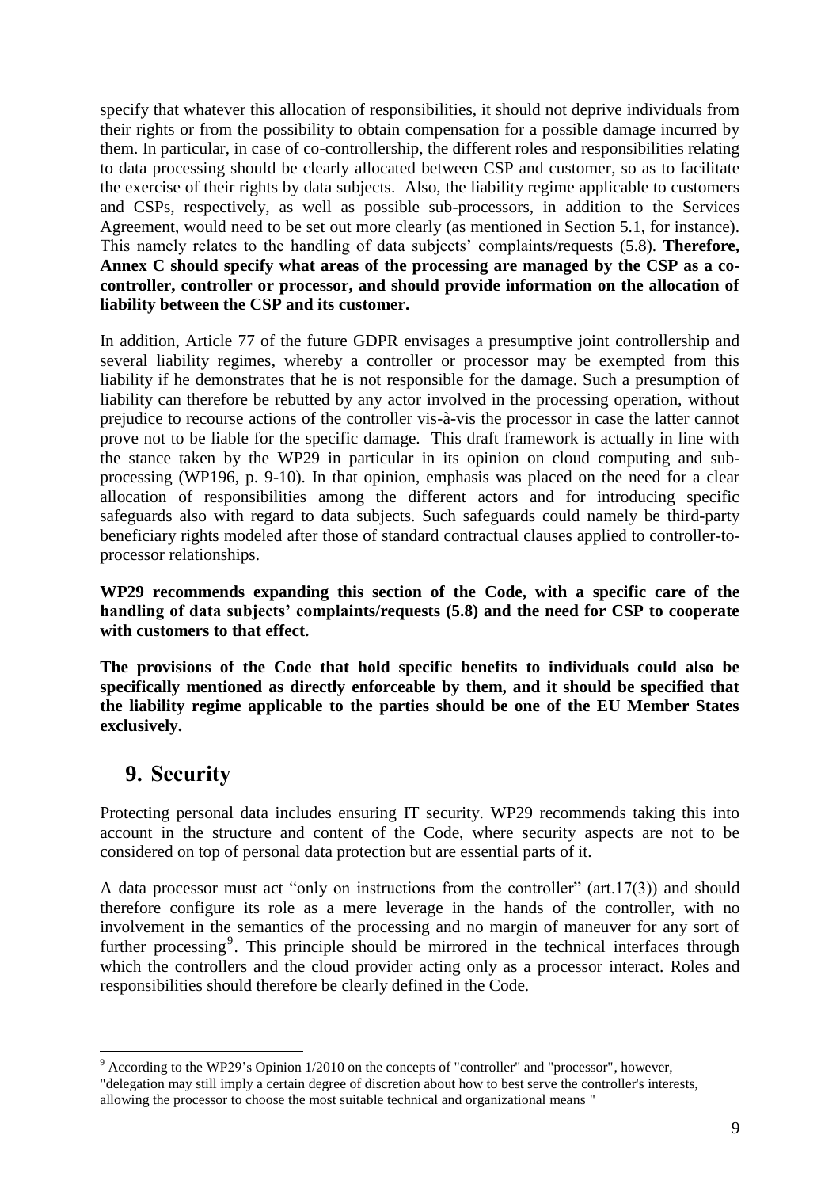specify that whatever this allocation of responsibilities, it should not deprive individuals from their rights or from the possibility to obtain compensation for a possible damage incurred by them. In particular, in case of co-controllership, the different roles and responsibilities relating to data processing should be clearly allocated between CSP and customer, so as to facilitate the exercise of their rights by data subjects. Also, the liability regime applicable to customers and CSPs, respectively, as well as possible sub-processors, in addition to the Services Agreement, would need to be set out more clearly (as mentioned in Section 5.1, for instance). This namely relates to the handling of data subjects' complaints/requests (5.8). **Therefore, Annex C should specify what areas of the processing are managed by the CSP as a co-controller, controller or processor, and should provide information on the allocation of liability between the CSP and its customer.**

In addition, Article 77 of the future GDPR envisages a presumptive joint controllership and several liability regimes, whereby a controller or processor may be exempted from this liability if he demonstrates that he is not responsible for the damage. Such a presumption of liability can therefore be rebutted by any actor involved in the processing operation, without prejudice to recourse actions of the controller vis-à-vis the processor in case the latter cannot prove not to be liable for the specific damage. This draft framework is actually in line with the stance taken by the WP29 in particular in its opinion on cloud computing and sub-processing (WP196, p. 9-10). In that opinion, emphasis was placed on the need for a clear allocation of responsibilities among the different actors and for introducing specific safeguards also with regard to data subjects. Such safeguards could namely be third-party beneficiary rights modeled after those of standard contractual clauses applied to controller-to-processor relationships.

**WP29 recommends expanding this section of the Code, with a specific care of the handling of data subjects' complaints/requests (5.8) and the need for CSP to cooperate with customers to that effect.**

**The provisions of the Code that hold specific benefits to individuals could also be specifically mentioned as directly enforceable by them, and it should be specified that the liability regime applicable to the parties should be one of the EU Member States exclusively.**

## 9. Security

Protecting personal data includes ensuring IT security. WP29 recommends taking this into account in the structure and content of the Code, where security aspects are not to be considered on top of personal data protection but are essential parts of it.

A data processor must act "only on instructions from the controller" (art.17(3)) and should therefore configure its role as a mere leverage in the hands of the controller, with no involvement in the semantics of the processing and no margin of maneuver for any sort of further processing[9]. This principle should be mirrored in the technical interfaces through which the controllers and the cloud provider acting only as a processor interact. Roles and responsibilities should therefore be clearly defined in the Code.

[9] According to the WP29's Opinion 1/2010 on the concepts of "controller" and "processor", however, "delegation may still imply a certain degree of discretion about how to best serve the controller's interests, allowing the processor to choose the most suitable technical and organizational means "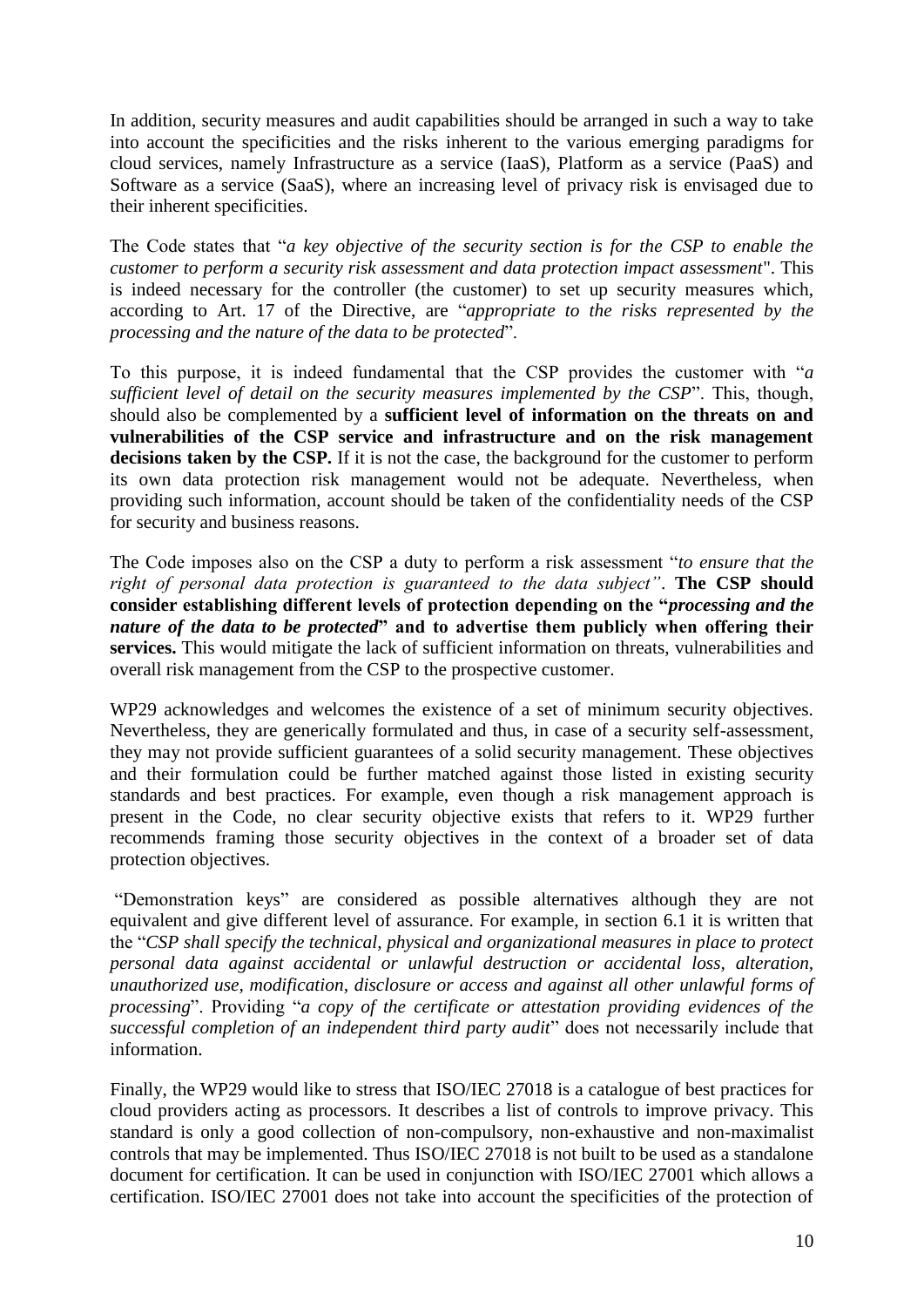In addition, security measures and audit capabilities should be arranged in such a way to take into account the specificities and the risks inherent to the various emerging paradigms for cloud services, namely Infrastructure as a service (IaaS), Platform as a service (PaaS) and Software as a service (SaaS), where an increasing level of privacy risk is envisaged due to their inherent specificities.

The Code states that "*a key objective of the security section is for the CSP to enable the customer to perform a security risk assessment and data protection impact assessment*". This is indeed necessary for the controller (the customer) to set up security measures which, according to Art. 17 of the Directive, are "*appropriate to the risks represented by the processing and the nature of the data to be protected*".

To this purpose, it is indeed fundamental that the CSP provides the customer with "*a sufficient level of detail on the security measures implemented by the CSP*". This, though, should also be complemented by a **sufficient level of information on the threats on and vulnerabilities of the CSP service and infrastructure and on the risk management decisions taken by the CSP.** If it is not the case, the background for the customer to perform its own data protection risk management would not be adequate. Nevertheless, when providing such information, account should be taken of the confidentiality needs of the CSP for security and business reasons.

The Code imposes also on the CSP a duty to perform a risk assessment "*to ensure that the right of personal data protection is guaranteed to the data subject*". **The CSP should consider establishing different levels of protection depending on the "*processing and the nature of the data to be protected*" and to advertise them publicly when offering their services.** This would mitigate the lack of sufficient information on threats, vulnerabilities and overall risk management from the CSP to the prospective customer.

WP29 acknowledges and welcomes the existence of a set of minimum security objectives. Nevertheless, they are generically formulated and thus, in case of a security self-assessment, they may not provide sufficient guarantees of a solid security management. These objectives and their formulation could be further matched against those listed in existing security standards and best practices. For example, even though a risk management approach is present in the Code, no clear security objective exists that refers to it. WP29 further recommends framing those security objectives in the context of a broader set of data protection objectives.

"Demonstration keys" are considered as possible alternatives although they are not equivalent and give different level of assurance. For example, in section 6.1 it is written that the "*CSP shall specify the technical, physical and organizational measures in place to protect personal data against accidental or unlawful destruction or accidental loss, alteration, unauthorized use, modification, disclosure or access and against all other unlawful forms of processing*". Providing "*a copy of the certificate or attestation providing evidences of the successful completion of an independent third party audit*" does not necessarily include that information.

Finally, the WP29 would like to stress that ISO/IEC 27018 is a catalogue of best practices for cloud providers acting as processors. It describes a list of controls to improve privacy. This standard is only a good collection of non-compulsory, non-exhaustive and non-maximalist controls that may be implemented. Thus ISO/IEC 27018 is not built to be used as a standalone document for certification. It can be used in conjunction with ISO/IEC 27001 which allows a certification. ISO/IEC 27001 does not take into account the specificities of the protection of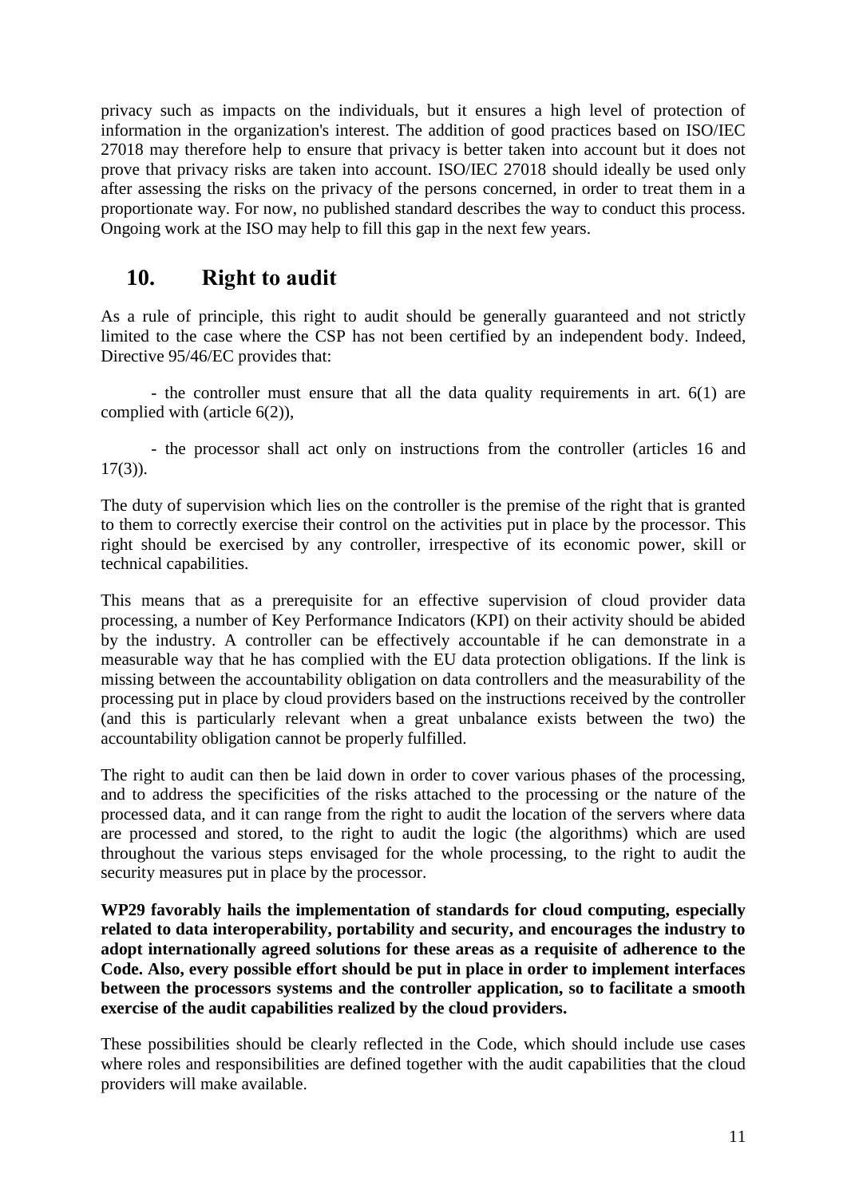privacy such as impacts on the individuals, but it ensures a high level of protection of information in the organization's interest. The addition of good practices based on ISO/IEC 27018 may therefore help to ensure that privacy is better taken into account but it does not prove that privacy risks are taken into account. ISO/IEC 27018 should ideally be used only after assessing the risks on the privacy of the persons concerned, in order to treat them in a proportionate way. For now, no published standard describes the way to conduct this process. Ongoing work at the ISO may help to fill this gap in the next few years.

## 10. Right to audit

As a rule of principle, this right to audit should be generally guaranteed and not strictly limited to the case where the CSP has not been certified by an independent body. Indeed, Directive 95/46/EC provides that:

- the controller must ensure that all the data quality requirements in art. 6(1) are complied with (article 6(2)),

- the processor shall act only on instructions from the controller (articles 16 and 17(3)).

The duty of supervision which lies on the controller is the premise of the right that is granted to them to correctly exercise their control on the activities put in place by the processor. This right should be exercised by any controller, irrespective of its economic power, skill or technical capabilities.

This means that as a prerequisite for an effective supervision of cloud provider data processing, a number of Key Performance Indicators (KPI) on their activity should be abided by the industry. A controller can be effectively accountable if he can demonstrate in a measurable way that he has complied with the EU data protection obligations. If the link is missing between the accountability obligation on data controllers and the measurability of the processing put in place by cloud providers based on the instructions received by the controller (and this is particularly relevant when a great unbalance exists between the two) the accountability obligation cannot be properly fulfilled.

The right to audit can then be laid down in order to cover various phases of the processing, and to address the specificities of the risks attached to the processing or the nature of the processed data, and it can range from the right to audit the location of the servers where data are processed and stored, to the right to audit the logic (the algorithms) which are used throughout the various steps envisaged for the whole processing, to the right to audit the security measures put in place by the processor.

**WP29 favorably hails the implementation of standards for cloud computing, especially related to data interoperability, portability and security, and encourages the industry to adopt internationally agreed solutions for these areas as a requisite of adherence to the Code. Also, every possible effort should be put in place in order to implement interfaces between the processors systems and the controller application, so to facilitate a smooth exercise of the audit capabilities realized by the cloud providers.**

These possibilities should be clearly reflected in the Code, which should include use cases where roles and responsibilities are defined together with the audit capabilities that the cloud providers will make available.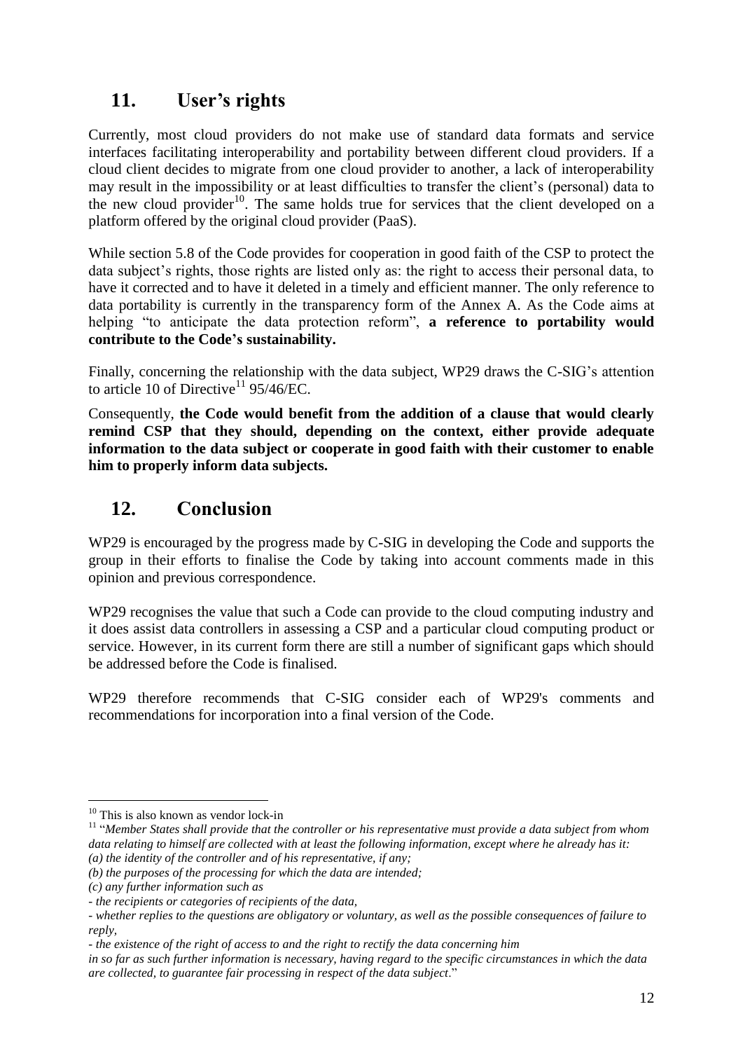## 11. User's rights

Currently, most cloud providers do not make use of standard data formats and service interfaces facilitating interoperability and portability between different cloud providers. If a cloud client decides to migrate from one cloud provider to another, a lack of interoperability may result in the impossibility or at least difficulties to transfer the client's (personal) data to the new cloud provider[10]. The same holds true for services that the client developed on a platform offered by the original cloud provider (PaaS).

While section 5.8 of the Code provides for cooperation in good faith of the CSP to protect the data subject's rights, those rights are listed only as: the right to access their personal data, to have it corrected and to have it deleted in a timely and efficient manner. The only reference to data portability is currently in the transparency form of the Annex A. As the Code aims at helping "to anticipate the data protection reform", **a reference to portability would contribute to the Code's sustainability.**

Finally, concerning the relationship with the data subject, WP29 draws the C-SIG's attention to article 10 of Directive[11] 95/46/EC.

Consequently, **the Code would benefit from the addition of a clause that would clearly remind CSP that they should, depending on the context, either provide adequate information to the data subject or cooperate in good faith with their customer to enable him to properly inform data subjects.**

## 12. Conclusion

WP29 is encouraged by the progress made by C-SIG in developing the Code and supports the group in their efforts to finalise the Code by taking into account comments made in this opinion and previous correspondence.

WP29 recognises the value that such a Code can provide to the cloud computing industry and it does assist data controllers in assessing a CSP and a particular cloud computing product or service. However, in its current form there are still a number of significant gaps which should be addressed before the Code is finalised.

WP29 therefore recommends that C-SIG consider each of WP29's comments and recommendations for incorporation into a final version of the Code.

---

[10] This is also known as vendor lock-in

[11] "*Member States shall provide that the controller or his representative must provide a data subject from whom data relating to himself are collected with at least the following information, except where he already has it:*
*(a) the identity of the controller and of his representative, if any;*
*(b) the purposes of the processing for which the data are intended;*
*(c) any further information such as*
*- the recipients or categories of recipients of the data,*
*- whether replies to the questions are obligatory or voluntary, as well as the possible consequences of failure to reply,*
*- the existence of the right of access to and the right to rectify the data concerning him*
*in so far as such further information is necessary, having regard to the specific circumstances in which the data are collected, to guarantee fair processing in respect of the data subject*."